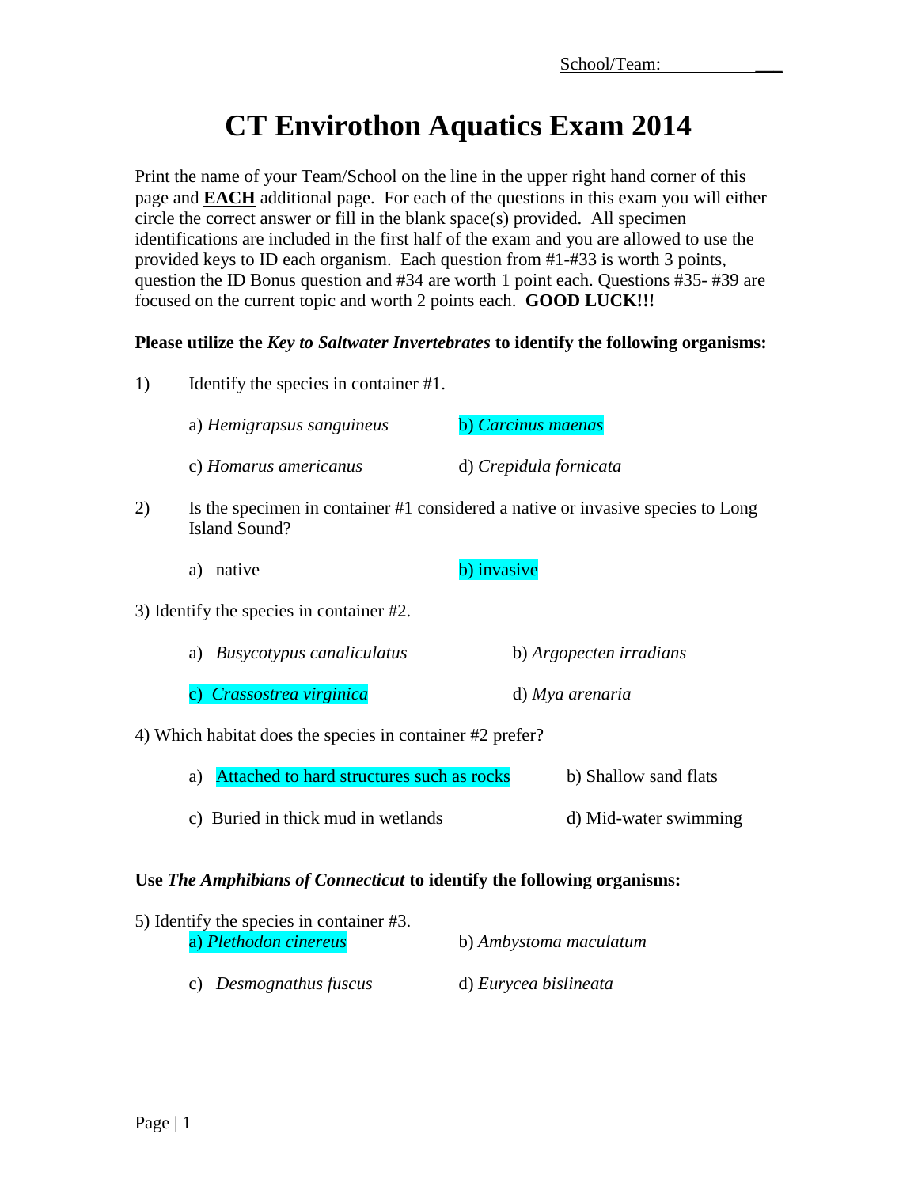School/Team: ___

# CT Envirothon Aquatics Exam 2014

Print the name of your Team/School on the line in the upper right hand corner of this page and **EACH** additional page. For each of the questions in this exam you will either circle the correct answer or fill in the blank space(s) provided. All specimen identifications are included in the first half of the exam and you are allowed to use the provided keys to ID each organism. Each question from #1-#33 is worth 3 points, question the ID Bonus question and #34 are worth 1 point each. Questions #35- #39 are focused on the current topic and worth 2 points each. **GOOD LUCK!!!**

**Please utilize the *Key to Saltwater Invertebrates* to identify the following organisms:**

1) Identify the species in container #1.

   a) *Hemigrapsus sanguineus* b) *Carcinus maenas*

   c) *Homarus americanus* d) *Crepidula fornicata*

2) Is the specimen in container #1 considered a native or invasive species to Long Island Sound?

   a) native b) invasive

3) Identify the species in container #2.

   a) *Busycotypus canaliculatus* b) *Argopecten irradians*

   c) *Crassostrea virginica* d) *Mya arenaria*

4) Which habitat does the species in container #2 prefer?

   a) Attached to hard structures such as rocks b) Shallow sand flats

   c) Buried in thick mud in wetlands d) Mid-water swimming

**Use *The Amphibians of Connecticut* to identify the following organisms:**

5) Identify the species in container #3.

   a) *Plethodon cinereus* b) *Ambystoma maculatum*

   c) *Desmognathus fuscus* d) *Eurycea bislineata*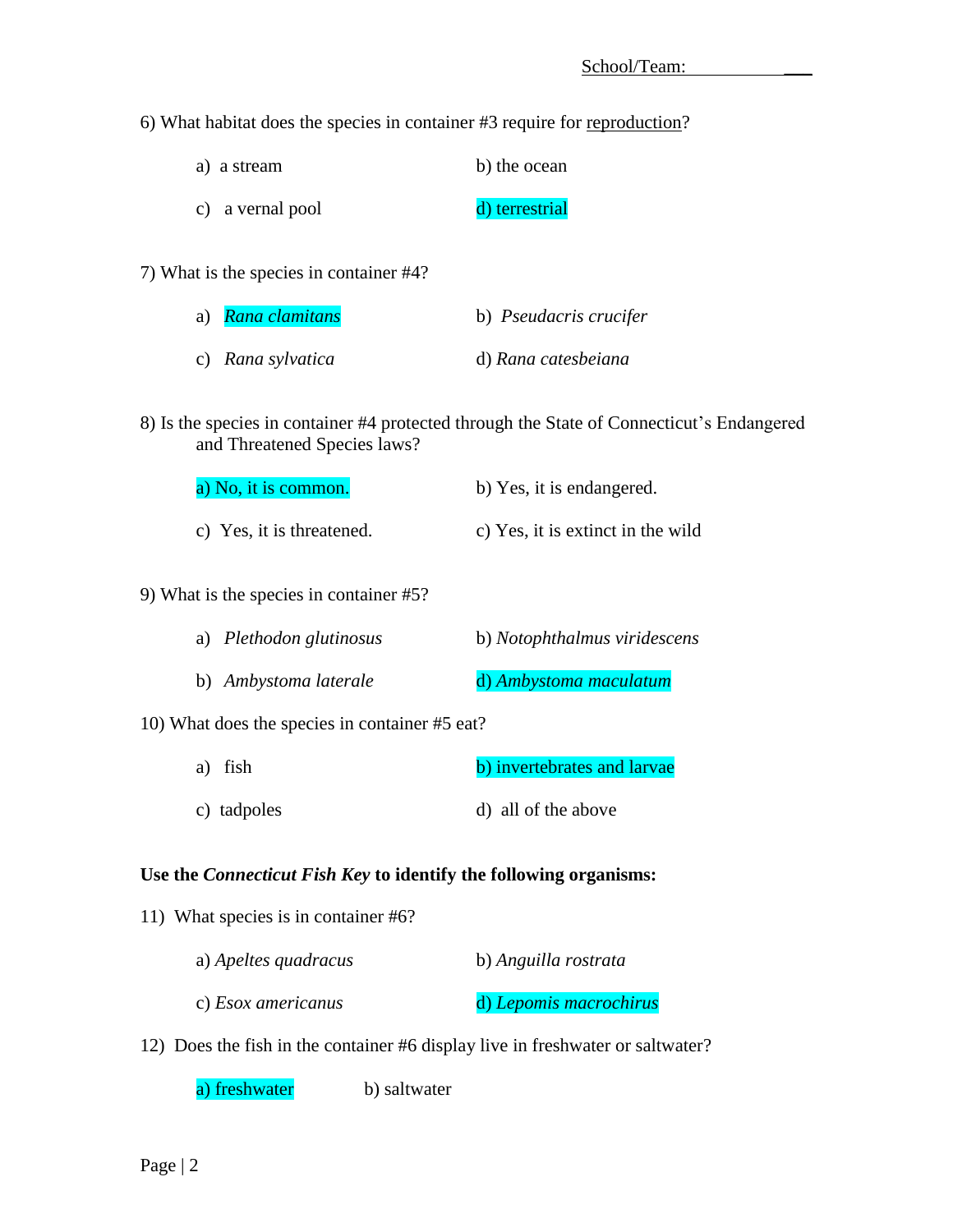School/Team: ___

6) What habitat does the species in container #3 require for <u>reproduction</u>?

a) a stream
b) the ocean
c) a vernal pool
d) terrestrial

7) What is the species in container #4?

a) *Rana clamitans*
b) *Pseudacris crucifer*
c) *Rana sylvatica*
d) *Rana catesbeiana*

8) Is the species in container #4 protected through the State of Connecticut's Endangered and Threatened Species laws?

a) No, it is common.
b) Yes, it is endangered.
c) Yes, it is threatened.
c) Yes, it is extinct in the wild

9) What is the species in container #5?

a) *Plethodon glutinosus*
b) *Notophthalmus viridescens*
b) *Ambystoma laterale*
d) *Ambystoma maculatum*

10) What does the species in container #5 eat?

a) fish
b) invertebrates and larvae
c) tadpoles
d) all of the above

**Use the *Connecticut Fish Key* to identify the following organisms:**

11) What species is in container #6?

a) *Apeltes quadracus*
b) *Anguilla rostrata*
c) *Esox americanus*
d) *Lepomis macrochirus*

12) Does the fish in the container #6 display live in freshwater or saltwater?

a) freshwater
b) saltwater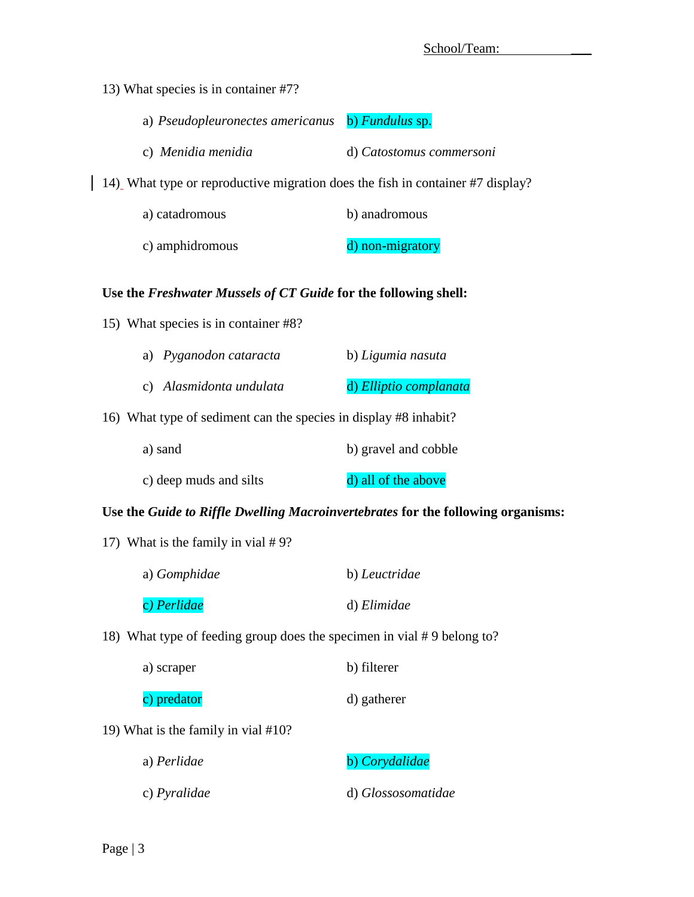School/Team: ___

13) What species is in container #7?

a) *Pseudopleuronectes americanus* b) *Fundulus* sp.

c) *Menidia menidia* d) *Catostomus commersoni*

14) What type or reproductive migration does the fish in container #7 display?

a) catadromous b) anadromous

c) amphidromous d) non-migratory

**Use the *Freshwater Mussels of CT Guide* for the following shell:**

15) What species is in container #8?

a) *Pyganodon cataracta* b) *Ligumia nasuta*

c) *Alasmidonta undulata* d) *Elliptio complanata*

16) What type of sediment can the species in display #8 inhabit?

a) sand b) gravel and cobble

c) deep muds and silts d) all of the above

**Use the *Guide to Riffle Dwelling Macroinvertebrates* for the following organisms:**

17) What is the family in vial # 9?

a) *Gomphidae* b) *Leuctridae*

c) *Perlidae* d) *Elimidae*

18) What type of feeding group does the specimen in vial # 9 belong to?

a) scraper b) filterer

c) predator d) gatherer

19) What is the family in vial #10?

a) *Perlidae* b) *Corydalidae*

c) *Pyralidae* d) *Glossosomatidae*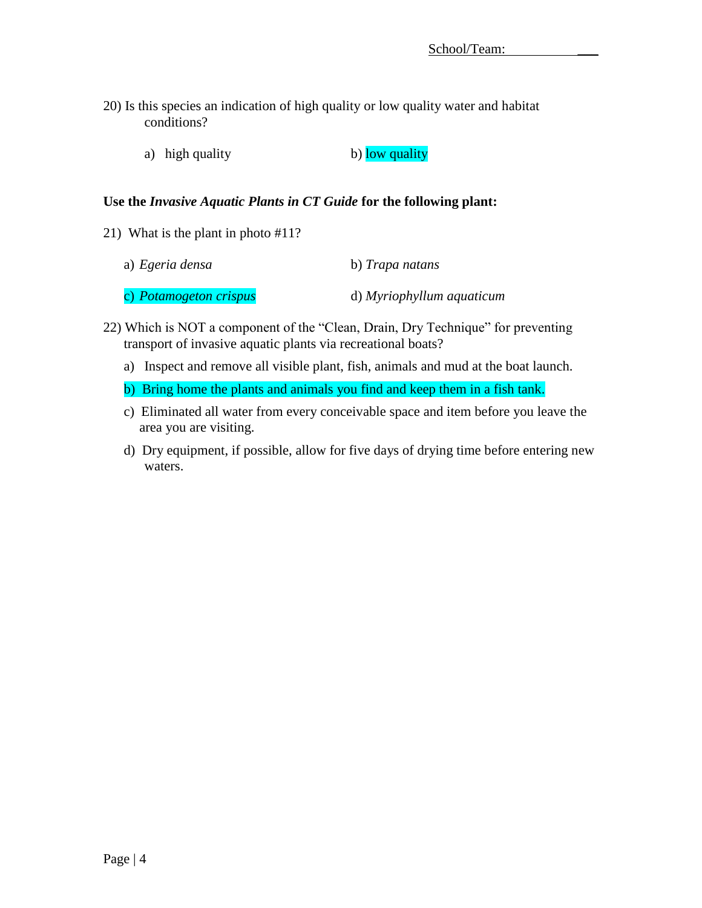School/Team: ______

20) Is this species an indication of high quality or low quality water and habitat conditions?

a) high quality b) low quality

**Use the *Invasive Aquatic Plants in CT Guide* for the following plant:**

21) What is the plant in photo #11?

a) *Egeria densa*

b) *Trapa natans*

c) *Potamogeton crispus*

d) *Myriophyllum aquaticum*

22) Which is NOT a component of the "Clean, Drain, Dry Technique" for preventing transport of invasive aquatic plants via recreational boats?

a) Inspect and remove all visible plant, fish, animals and mud at the boat launch.

b) Bring home the plants and animals you find and keep them in a fish tank.

c) Eliminated all water from every conceivable space and item before you leave the area you are visiting.

d) Dry equipment, if possible, allow for five days of drying time before entering new waters.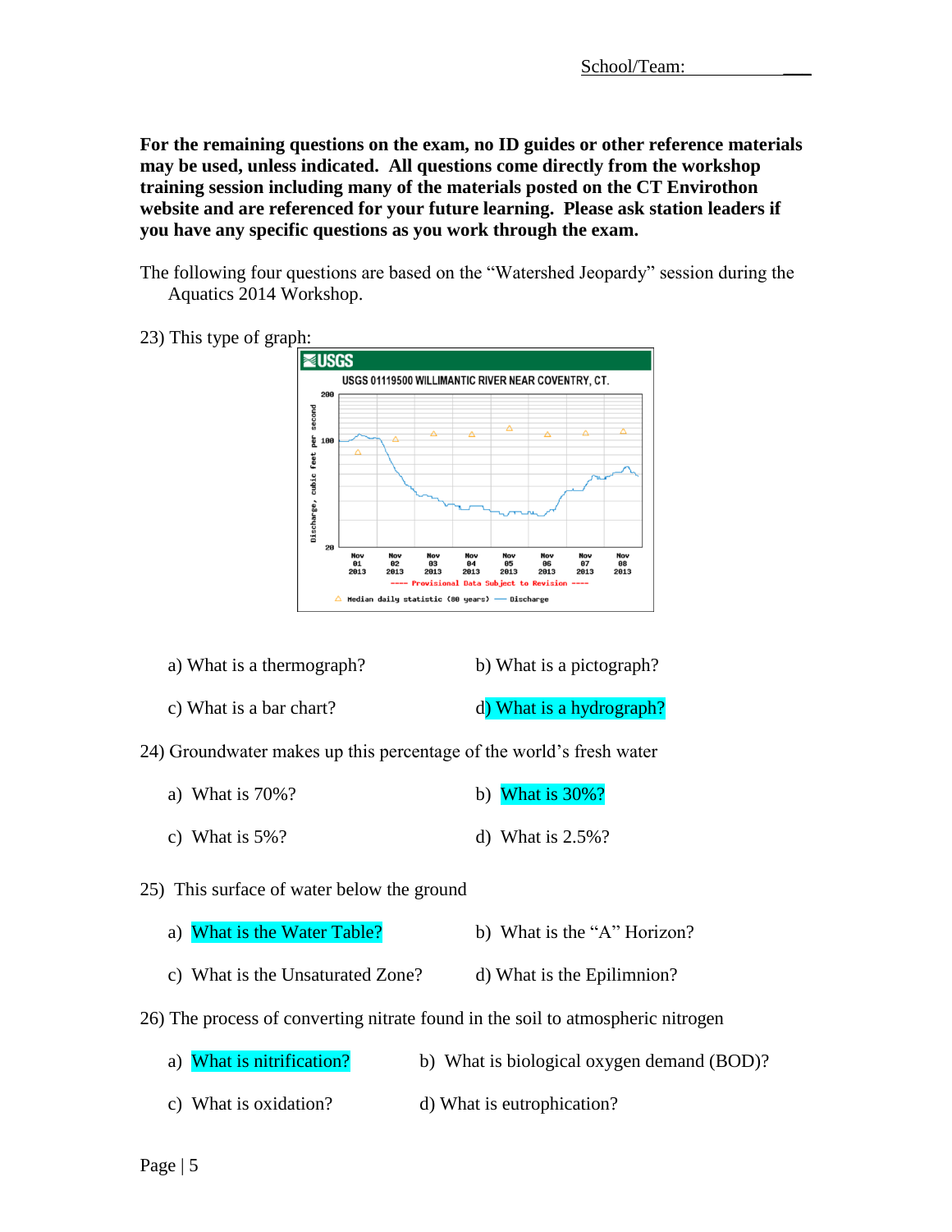School/Team: ___

**For the remaining questions on the exam, no ID guides or other reference materials may be used, unless indicated. All questions come directly from the workshop training session including many of the materials posted on the CT Envirothon website and are referenced for your future learning. Please ask station leaders if you have any specific questions as you work through the exam.**

The following four questions are based on the "Watershed Jeopardy" session during the Aquatics 2014 Workshop.

23) This type of graph:

USGS 01119500 WILLIMANTIC RIVER NEAR COVENTRY, CT.

---- Provisional Data Subject to Revision ----

Median daily statistic (80 years) — Discharge

a) What is a thermograph?

b) What is a pictograph?

c) What is a bar chart?

d) What is a hydrograph?

24) Groundwater makes up this percentage of the world's fresh water

a) What is 70%?

b) What is 30%?

c) What is 5%?

d) What is 2.5%?

25) This surface of water below the ground

a) What is the Water Table?

b) What is the "A" Horizon?

c) What is the Unsaturated Zone?

d) What is the Epilimnion?

26) The process of converting nitrate found in the soil to atmospheric nitrogen

a) What is nitrification?

b) What is biological oxygen demand (BOD)?

c) What is oxidation?

d) What is eutrophication?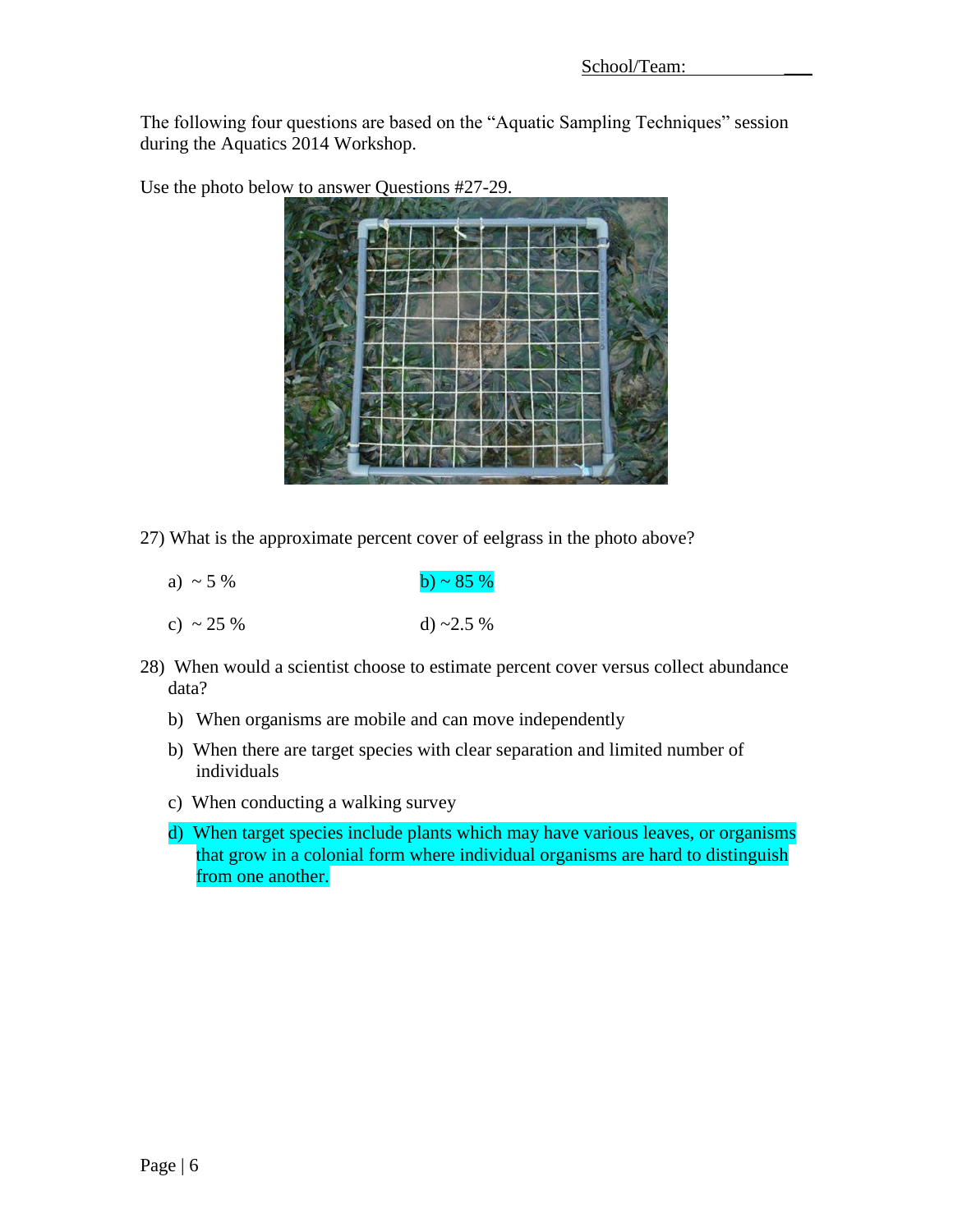School/Team: ___

The following four questions are based on the "Aquatic Sampling Techniques" session during the Aquatics 2014 Workshop.

Use the photo below to answer Questions #27-29.

27) What is the approximate percent cover of eelgrass in the photo above?

a) ~ 5 %

b) ~ 85 %

c) ~ 25 %

d) ~2.5 %

28) When would a scientist choose to estimate percent cover versus collect abundance data?

b) When organisms are mobile and can move independently

b) When there are target species with clear separation and limited number of individuals

c) When conducting a walking survey

d) When target species include plants which may have various leaves, or organisms that grow in a colonial form where individual organisms are hard to distinguish from one another.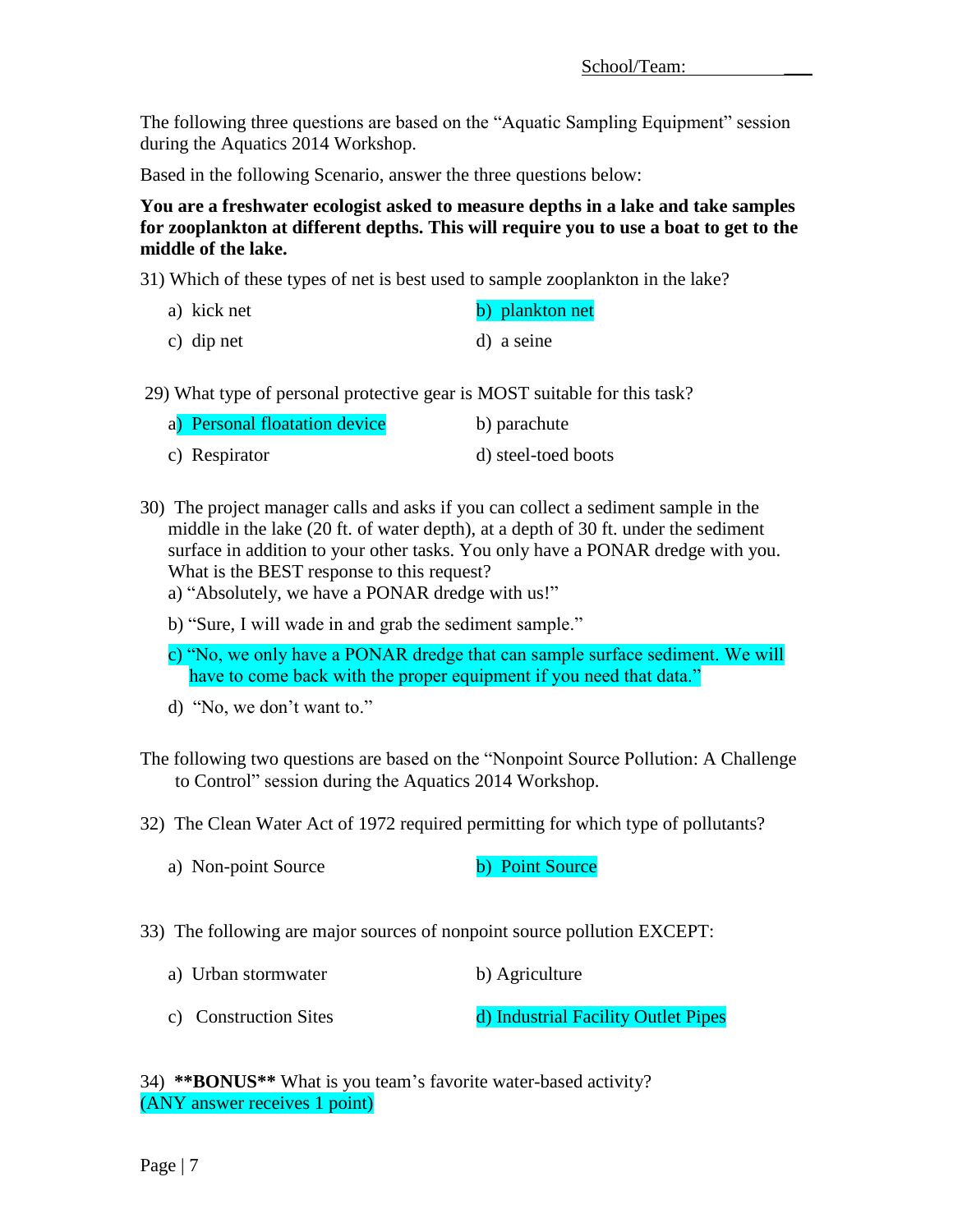School/Team: ___________

The following three questions are based on the "Aquatic Sampling Equipment" session during the Aquatics 2014 Workshop.

Based in the following Scenario, answer the three questions below:

**You are a freshwater ecologist asked to measure depths in a lake and take samples for zooplankton at different depths. This will require you to use a boat to get to the middle of the lake.**

31) Which of these types of net is best used to sample zooplankton in the lake?

a) kick net
b) plankton net
c) dip net
d) a seine

29) What type of personal protective gear is MOST suitable for this task?

a) Personal floatation device
b) parachute
c) Respirator
d) steel-toed boots

30) The project manager calls and asks if you can collect a sediment sample in the middle in the lake (20 ft. of water depth), at a depth of 30 ft. under the sediment surface in addition to your other tasks. You only have a PONAR dredge with you. What is the BEST response to this request?

a) "Absolutely, we have a PONAR dredge with us!"

b) "Sure, I will wade in and grab the sediment sample."

c) "No, we only have a PONAR dredge that can sample surface sediment. We will have to come back with the proper equipment if you need that data."

d) "No, we don't want to."

The following two questions are based on the "Nonpoint Source Pollution: A Challenge to Control" session during the Aquatics 2014 Workshop.

32) The Clean Water Act of 1972 required permitting for which type of pollutants?

a) Non-point Source
b) Point Source

33) The following are major sources of nonpoint source pollution EXCEPT:

a) Urban stormwater
b) Agriculture
c) Construction Sites
d) Industrial Facility Outlet Pipes

34) **\*\*BONUS\*\*** What is you team's favorite water-based activity?
(ANY answer receives 1 point)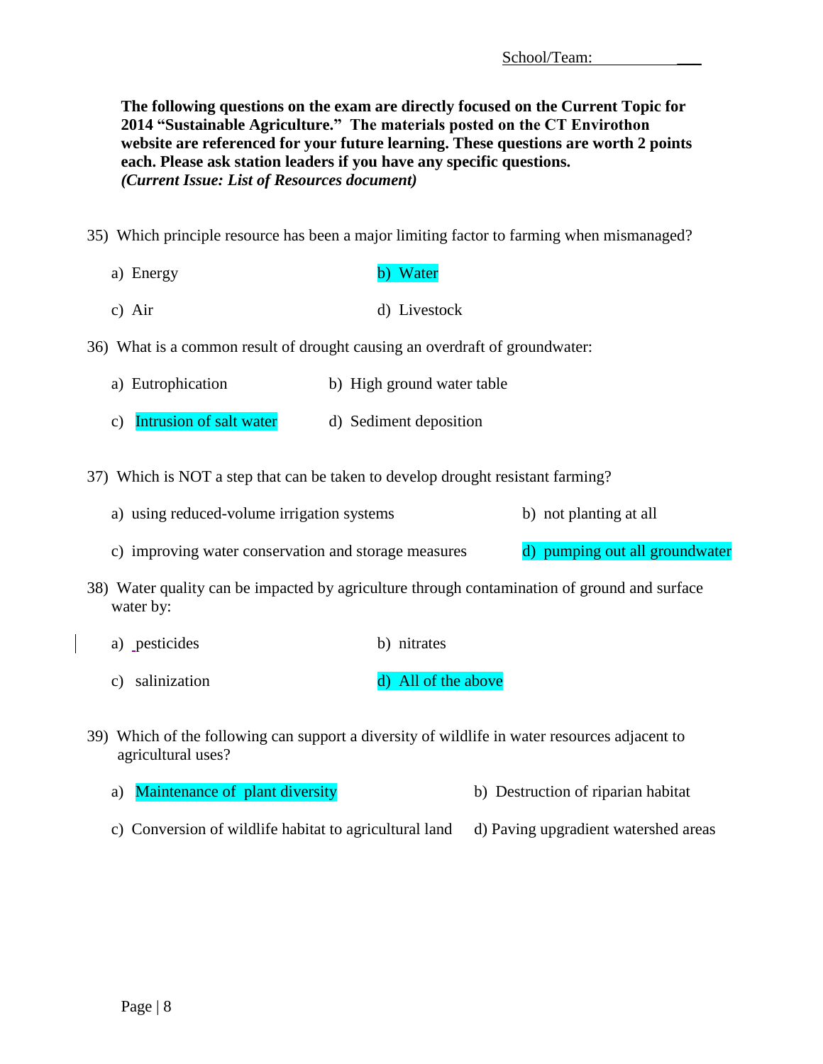School/Team: ___

**The following questions on the exam are directly focused on the Current Topic for 2014 "Sustainable Agriculture." The materials posted on the CT Envirothon website are referenced for your future learning. These questions are worth 2 points each. Please ask station leaders if you have any specific questions.**
***(Current Issue: List of Resources document)***

35) Which principle resource has been a major limiting factor to farming when mismanaged?

a) Energy
b) Water
c) Air
d) Livestock

36) What is a common result of drought causing an overdraft of groundwater:

a) Eutrophication
b) High ground water table
c) Intrusion of salt water
d) Sediment deposition

37) Which is NOT a step that can be taken to develop drought resistant farming?

a) using reduced-volume irrigation systems
b) not planting at all
c) improving water conservation and storage measures
d) pumping out all groundwater

38) Water quality can be impacted by agriculture through contamination of ground and surface water by:

a) pesticides
b) nitrates
c) salinization
d) All of the above

39) Which of the following can support a diversity of wildlife in water resources adjacent to agricultural uses?

a) Maintenance of plant diversity
b) Destruction of riparian habitat
c) Conversion of wildlife habitat to agricultural land
d) Paving upgradient watershed areas